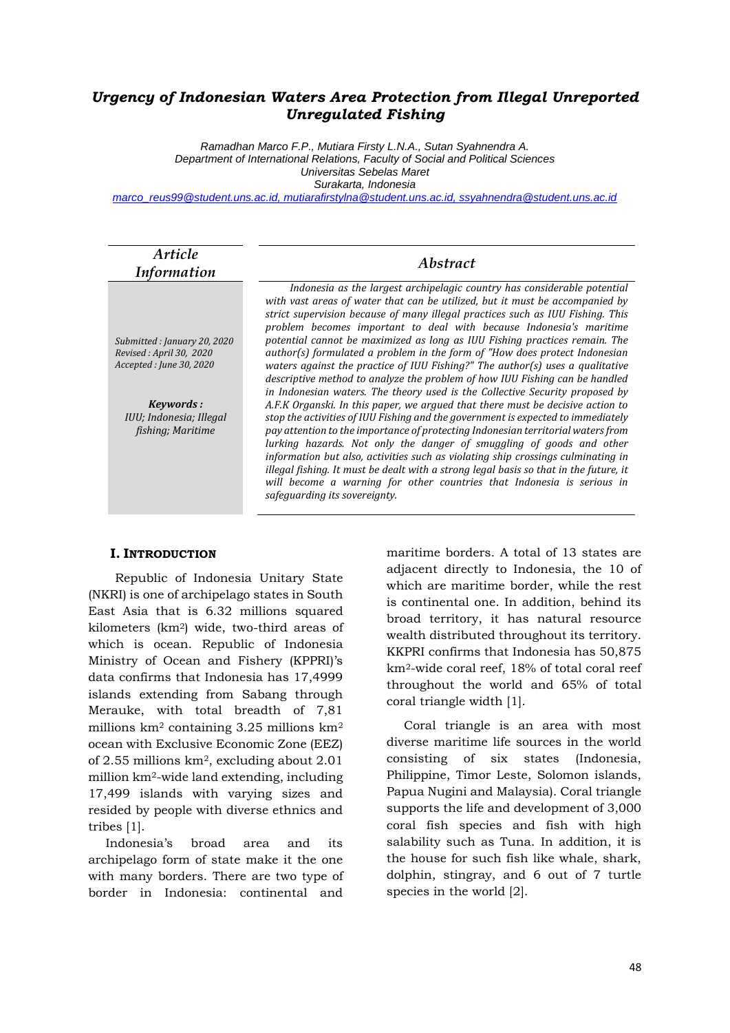# Urgency of Indonesian Waters Area Protection from Illegal Unreported Unregulated Fishing

Ramadhan Marco F.P., Mutiara Firsty L.N.A., Sutan Syahnendra A.
Department of International Relations, Faculty of Social and Political Sciences
Universitas Sebelas Maret
Surakarta, Indonesia
marco_reus99@student.uns.ac.id, mutiarafirstylna@student.uns.ac.id, ssyahnendra@student.uns.ac.id

## Article Information

*Submitted : January 20, 2020*
*Revised : April 30, 2020*
*Accepted : June 30, 2020*

***Keywords :***
*IUU; Indonesia; Illegal fishing; Maritime*

## Abstract

*Indonesia as the largest archipelagic country has considerable potential with vast areas of water that can be utilized, but it must be accompanied by strict supervision because of many illegal practices such as IUU Fishing. This problem becomes important to deal with because Indonesia's maritime potential cannot be maximized as long as IUU Fishing practices remain. The author(s) formulated a problem in the form of "How does protect Indonesian waters against the practice of IUU Fishing?" The author(s) uses a qualitative descriptive method to analyze the problem of how IUU Fishing can be handled in Indonesian waters. The theory used is the Collective Security proposed by A.F.K Organski. In this paper, we argued that there must be decisive action to stop the activities of IUU Fishing and the government is expected to immediately pay attention to the importance of protecting Indonesian territorial waters from lurking hazards. Not only the danger of smuggling of goods and other information but also, activities such as violating ship crossings culminating in illegal fishing. It must be dealt with a strong legal basis so that in the future, it will become a warning for other countries that Indonesia is serious in safeguarding its sovereignty.*

## I. Introduction

Republic of Indonesia Unitary State (NKRI) is one of archipelago states in South East Asia that is 6.32 millions squared kilometers (km$^2$) wide, two-third areas of which is ocean. Republic of Indonesia Ministry of Ocean and Fishery (KPPRI)'s data confirms that Indonesia has 17,4999 islands extending from Sabang through Merauke, with total breadth of 7,81 millions km$^2$ containing 3.25 millions km$^2$ ocean with Exclusive Economic Zone (EEZ) of 2.55 millions km$^2$, excluding about 2.01 million km$^2$-wide land extending, including 17,499 islands with varying sizes and resided by people with diverse ethnics and tribes [1].

Indonesia's broad area and its archipelago form of state make it the one with many borders. There are two type of border in Indonesia: continental and maritime borders. A total of 13 states are adjacent directly to Indonesia, the 10 of which are maritime border, while the rest is continental one. In addition, behind its broad territory, it has natural resource wealth distributed throughout its territory. KKPRI confirms that Indonesia has 50,875 km$^2$-wide coral reef, 18% of total coral reef throughout the world and 65% of total coral triangle width [1].

Coral triangle is an area with most diverse maritime life sources in the world consisting of six states (Indonesia, Philippine, Timor Leste, Solomon islands, Papua Nugini and Malaysia). Coral triangle supports the life and development of 3,000 coral fish species and fish with high salability such as Tuna. In addition, it is the house for such fish like whale, shark, dolphin, stingray, and 6 out of 7 turtle species in the world [2].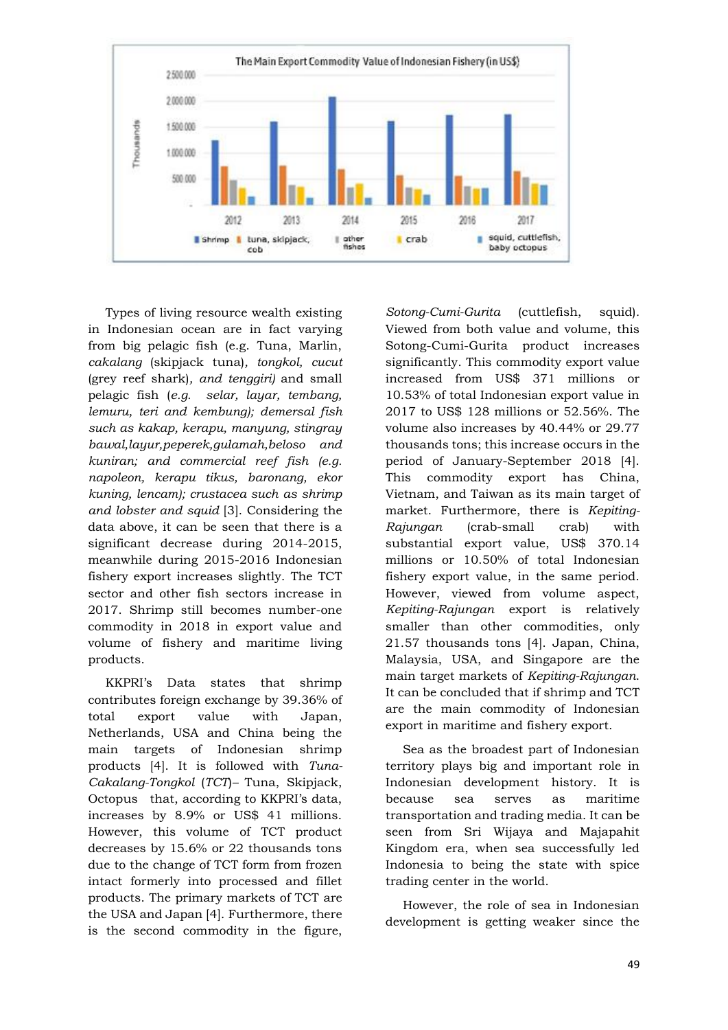The Main Export Commodity Value of Indonesian Fishery (in US$)

Types of living resource wealth existing in Indonesian ocean are in fact varying from big pelagic fish (e.g. Tuna, Marlin, *cakalang* (skipjack tuna), *tongkol, cucut* (grey reef shark), *and tenggiri)* and small pelagic fish (*e.g. selar, layar, tembang, lemuru, teri and kembung); demersal fish such as kakap, kerapu, manyung, stingray bawal,layur,peperek,gulamah,beloso and kuniran; and commercial reef fish (e.g. napoleon, kerapu tikus, baronang, ekor kuning, lencam); crustacea such as shrimp and lobster and squid* [3]. Considering the data above, it can be seen that there is a significant decrease during 2014-2015, meanwhile during 2015-2016 Indonesian fishery export increases slightly. The TCT sector and other fish sectors increase in 2017. Shrimp still becomes number-one commodity in 2018 in export value and volume of fishery and maritime living products.

KKPRI's Data states that shrimp contributes foreign exchange by 39.36% of total export value with Japan, Netherlands, USA and China being the main targets of Indonesian shrimp products [4]. It is followed with *Tuna-Cakalang-Tongkol* (*TCT*)– Tuna, Skipjack, Octopus that, according to KKPRI's data, increases by 8.9% or US$ 41 millions. However, this volume of TCT product decreases by 15.6% or 22 thousands tons due to the change of TCT form from frozen intact formerly into processed and fillet products. The primary markets of TCT are the USA and Japan [4]. Furthermore, there is the second commodity in the figure, *Sotong-Cumi-Gurita* (cuttlefish, squid). Viewed from both value and volume, this Sotong-Cumi-Gurita product increases significantly. This commodity export value increased from US$ 371 millions or 10.53% of total Indonesian export value in 2017 to US$ 128 millions or 52.56%. The volume also increases by 40.44% or 29.77 thousands tons; this increase occurs in the period of January-September 2018 [4]. This commodity export has China, Vietnam, and Taiwan as its main target of market. Furthermore, there is *Kepiting-Rajungan* (crab-small crab) with substantial export value, US$ 370.14 millions or 10.50% of total Indonesian fishery export value, in the same period. However, viewed from volume aspect, *Kepiting-Rajungan* export is relatively smaller than other commodities, only 21.57 thousands tons [4]. Japan, China, Malaysia, USA, and Singapore are the main target markets of *Kepiting-Rajungan*. It can be concluded that if shrimp and TCT are the main commodity of Indonesian export in maritime and fishery export.

Sea as the broadest part of Indonesian territory plays big and important role in Indonesian development history. It is because sea serves as maritime transportation and trading media. It can be seen from Sri Wijaya and Majapahit Kingdom era, when sea successfully led Indonesia to being the state with spice trading center in the world.

However, the role of sea in Indonesian development is getting weaker since the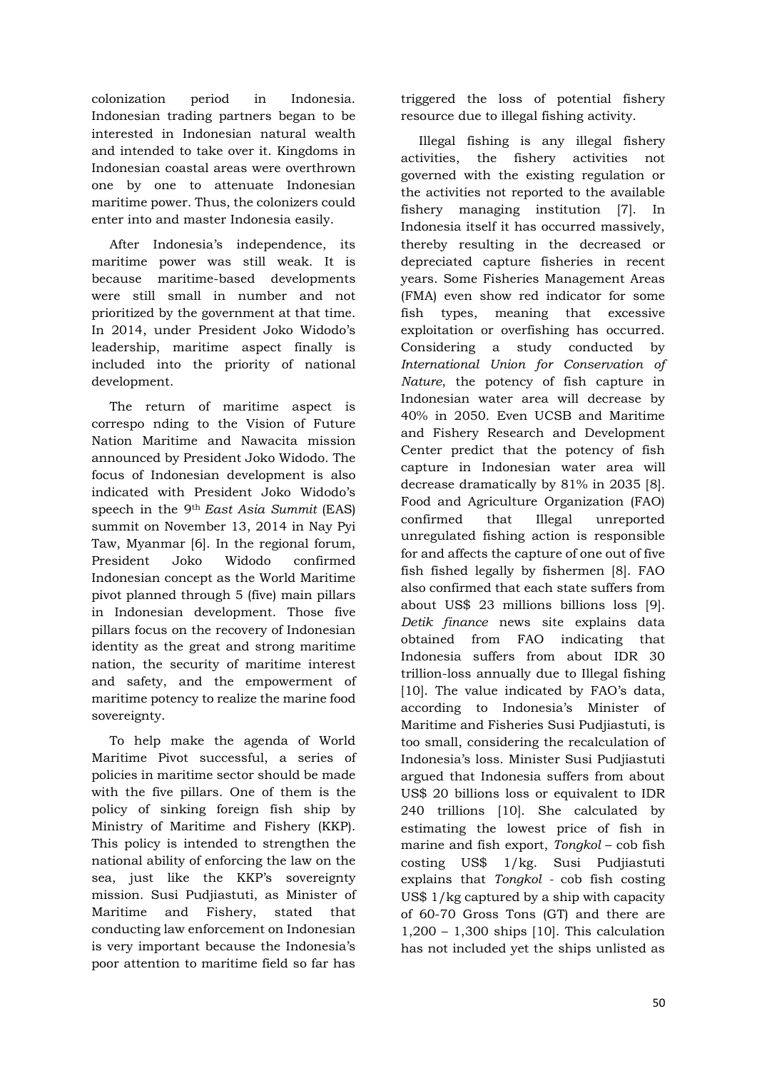colonization period in Indonesia. Indonesian trading partners began to be interested in Indonesian natural wealth and intended to take over it. Kingdoms in Indonesian coastal areas were overthrown one by one to attenuate Indonesian maritime power. Thus, the colonizers could enter into and master Indonesia easily.

After Indonesia's independence, its maritime power was still weak. It is because maritime-based developments were still small in number and not prioritized by the government at that time. In 2014, under President Joko Widodo's leadership, maritime aspect finally is included into the priority of national development.

The return of maritime aspect is correspo nding to the Vision of Future Nation Maritime and Nawacita mission announced by President Joko Widodo. The focus of Indonesian development is also indicated with President Joko Widodo's speech in the 9th *East Asia Summit* (EAS) summit on November 13, 2014 in Nay Pyi Taw, Myanmar [6]. In the regional forum, President Joko Widodo confirmed Indonesian concept as the World Maritime pivot planned through 5 (five) main pillars in Indonesian development. Those five pillars focus on the recovery of Indonesian identity as the great and strong maritime nation, the security of maritime interest and safety, and the empowerment of maritime potency to realize the marine food sovereignty.

To help make the agenda of World Maritime Pivot successful, a series of policies in maritime sector should be made with the five pillars. One of them is the policy of sinking foreign fish ship by Ministry of Maritime and Fishery (KKP). This policy is intended to strengthen the national ability of enforcing the law on the sea, just like the KKP's sovereignty mission. Susi Pudjiastuti, as Minister of Maritime and Fishery, stated that conducting law enforcement on Indonesian is very important because the Indonesia's poor attention to maritime field so far has triggered the loss of potential fishery resource due to illegal fishing activity.

Illegal fishing is any illegal fishery activities, the fishery activities not governed with the existing regulation or the activities not reported to the available fishery managing institution [7]. In Indonesia itself it has occurred massively, thereby resulting in the decreased or depreciated capture fisheries in recent years. Some Fisheries Management Areas (FMA) even show red indicator for some fish types, meaning that excessive exploitation or overfishing has occurred. Considering a study conducted by *International Union for Conservation of Nature*, the potency of fish capture in Indonesian water area will decrease by 40% in 2050. Even UCSB and Maritime and Fishery Research and Development Center predict that the potency of fish capture in Indonesian water area will decrease dramatically by 81% in 2035 [8]. Food and Agriculture Organization (FAO) confirmed that Illegal unreported unregulated fishing action is responsible for and affects the capture of one out of five fish fished legally by fishermen [8]. FAO also confirmed that each state suffers from about US$ 23 millions billions loss [9]. *Detik finance* news site explains data obtained from FAO indicating that Indonesia suffers from about IDR 30 trillion-loss annually due to Illegal fishing [10]. The value indicated by FAO's data, according to Indonesia's Minister of Maritime and Fisheries Susi Pudjiastuti, is too small, considering the recalculation of Indonesia's loss. Minister Susi Pudjiastuti argued that Indonesia suffers from about US$ 20 billions loss or equivalent to IDR 240 trillions [10]. She calculated by estimating the lowest price of fish in marine and fish export, *Tongkol* – cob fish costing US$ 1/kg. Susi Pudjiastuti explains that *Tongkol* - cob fish costing US$ 1/kg captured by a ship with capacity of 60-70 Gross Tons (GT) and there are 1,200 – 1,300 ships [10]. This calculation has not included yet the ships unlisted as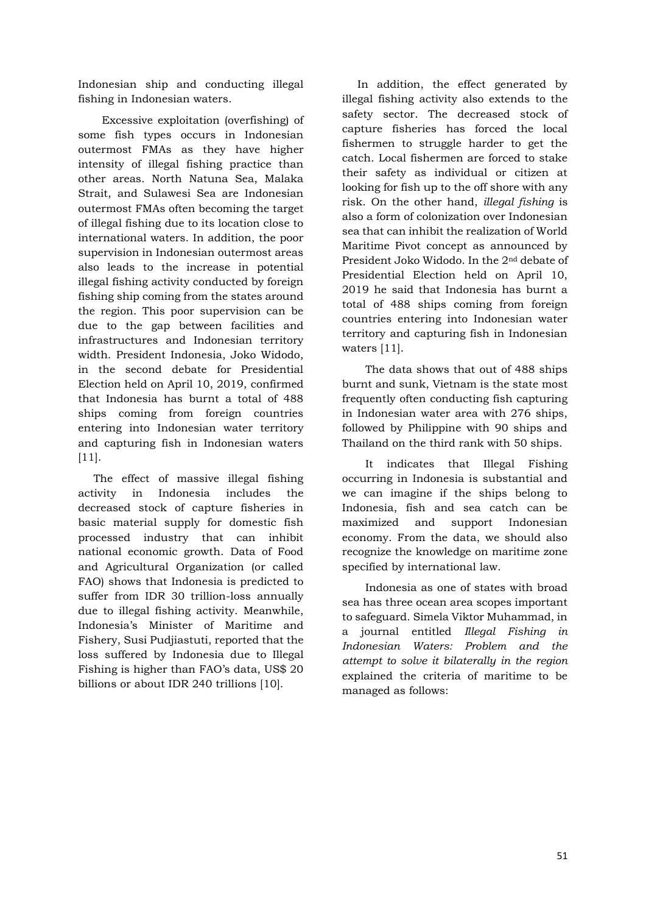Indonesian ship and conducting illegal fishing in Indonesian waters.

Excessive exploitation (overfishing) of some fish types occurs in Indonesian outermost FMAs as they have higher intensity of illegal fishing practice than other areas. North Natuna Sea, Malaka Strait, and Sulawesi Sea are Indonesian outermost FMAs often becoming the target of illegal fishing due to its location close to international waters. In addition, the poor supervision in Indonesian outermost areas also leads to the increase in potential illegal fishing activity conducted by foreign fishing ship coming from the states around the region. This poor supervision can be due to the gap between facilities and infrastructures and Indonesian territory width. President Indonesia, Joko Widodo, in the second debate for Presidential Election held on April 10, 2019, confirmed that Indonesia has burnt a total of 488 ships coming from foreign countries entering into Indonesian water territory and capturing fish in Indonesian waters [11].

The effect of massive illegal fishing activity in Indonesia includes the decreased stock of capture fisheries in basic material supply for domestic fish processed industry that can inhibit national economic growth. Data of Food and Agricultural Organization (or called FAO) shows that Indonesia is predicted to suffer from IDR 30 trillion-loss annually due to illegal fishing activity. Meanwhile, Indonesia's Minister of Maritime and Fishery, Susi Pudjiastuti, reported that the loss suffered by Indonesia due to Illegal Fishing is higher than FAO's data, US$ 20 billions or about IDR 240 trillions [10].

In addition, the effect generated by illegal fishing activity also extends to the safety sector. The decreased stock of capture fisheries has forced the local fishermen to struggle harder to get the catch. Local fishermen are forced to stake their safety as individual or citizen at looking for fish up to the off shore with any risk. On the other hand, *illegal fishing* is also a form of colonization over Indonesian sea that can inhibit the realization of World Maritime Pivot concept as announced by President Joko Widodo. In the 2nd debate of Presidential Election held on April 10, 2019 he said that Indonesia has burnt a total of 488 ships coming from foreign countries entering into Indonesian water territory and capturing fish in Indonesian waters [11].

The data shows that out of 488 ships burnt and sunk, Vietnam is the state most frequently often conducting fish capturing in Indonesian water area with 276 ships, followed by Philippine with 90 ships and Thailand on the third rank with 50 ships.

It indicates that Illegal Fishing occurring in Indonesia is substantial and we can imagine if the ships belong to Indonesia, fish and sea catch can be maximized and support Indonesian economy. From the data, we should also recognize the knowledge on maritime zone specified by international law.

Indonesia as one of states with broad sea has three ocean area scopes important to safeguard. Simela Viktor Muhammad, in a journal entitled *Illegal Fishing in Indonesian Waters: Problem and the attempt to solve it bilaterally in the region* explained the criteria of maritime to be managed as follows: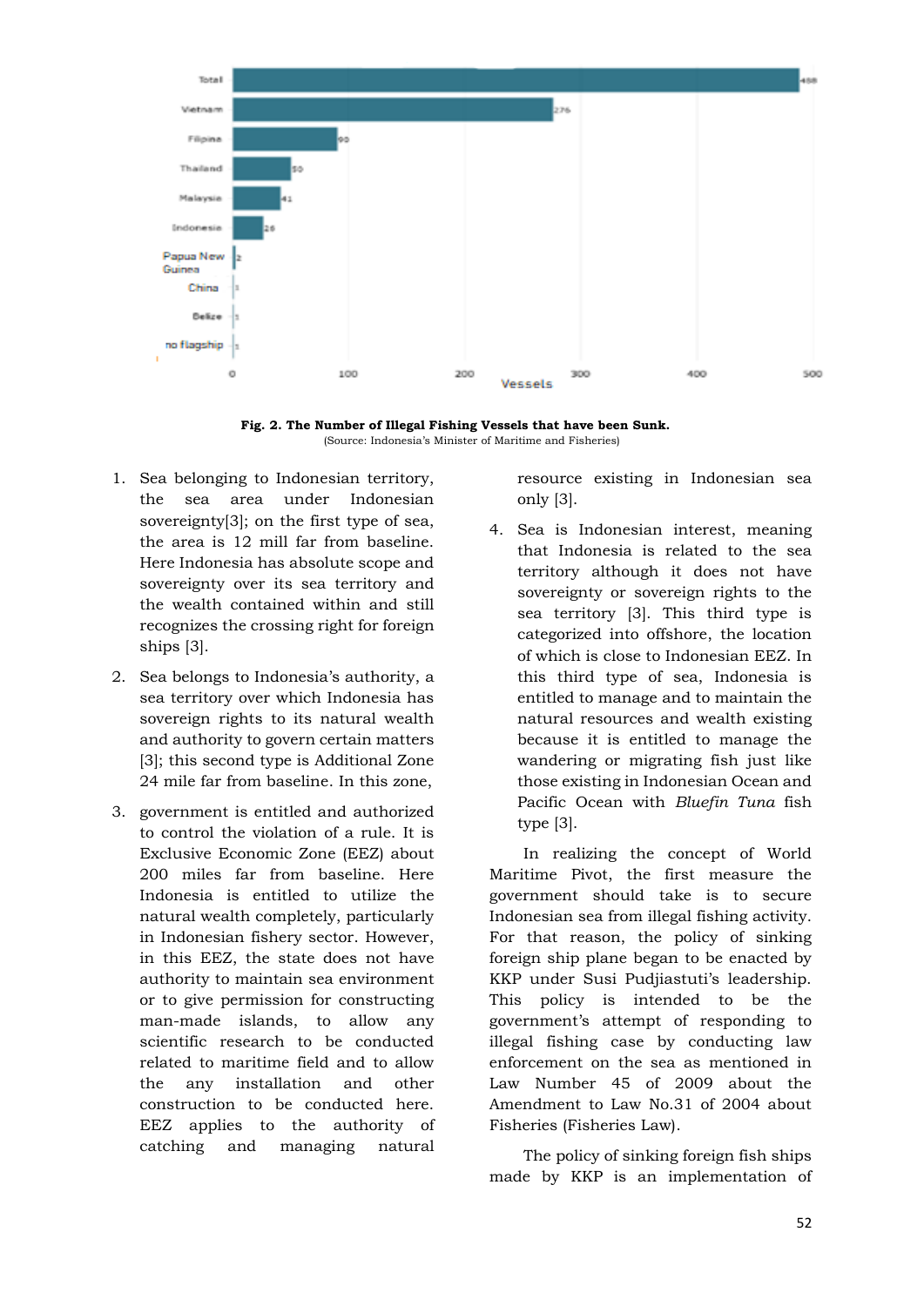| Country | Vessels |
|---|---|
| Total | 488 |
| Vietnam | 276 |
| Filipina | 90 |
| Thailand | 50 |
| Malaysia | 41 |
| Indonesia | 26 |
| Papua New Guinea | 2 |
| China | 1 |
| Belize | 1 |
| no flagship | 1 |

**Fig. 2. The Number of Illegal Fishing Vessels that have been Sunk.**
(Source: Indonesia's Minister of Maritime and Fisheries)

1. Sea belonging to Indonesian territory, the sea area under Indonesian sovereignty[3]; on the first type of sea, the area is 12 mill far from baseline. Here Indonesia has absolute scope and sovereignty over its sea territory and the wealth contained within and still recognizes the crossing right for foreign ships [3].
2. Sea belongs to Indonesia's authority, a sea territory over which Indonesia has sovereign rights to its natural wealth and authority to govern certain matters [3]; this second type is Additional Zone 24 mile far from baseline. In this zone,
3. government is entitled and authorized to control the violation of a rule. It is Exclusive Economic Zone (EEZ) about 200 miles far from baseline. Here Indonesia is entitled to utilize the natural wealth completely, particularly in Indonesian fishery sector. However, in this EEZ, the state does not have authority to maintain sea environment or to give permission for constructing man-made islands, to allow any scientific research to be conducted related to maritime field and to allow the any installation and other construction to be conducted here. EEZ applies to the authority of catching and managing natural resource existing in Indonesian sea only [3].
4. Sea is Indonesian interest, meaning that Indonesia is related to the sea territory although it does not have sovereignty or sovereign rights to the sea territory [3]. This third type is categorized into offshore, the location of which is close to Indonesian EEZ. In this third type of sea, Indonesia is entitled to manage and to maintain the natural resources and wealth existing because it is entitled to manage the wandering or migrating fish just like those existing in Indonesian Ocean and Pacific Ocean with *Bluefin Tuna* fish type [3].

In realizing the concept of World Maritime Pivot, the first measure the government should take is to secure Indonesian sea from illegal fishing activity. For that reason, the policy of sinking foreign ship plane began to be enacted by KKP under Susi Pudjiastuti's leadership. This policy is intended to be the government's attempt of responding to illegal fishing case by conducting law enforcement on the sea as mentioned in Law Number 45 of 2009 about the Amendment to Law No.31 of 2004 about Fisheries (Fisheries Law).

The policy of sinking foreign fish ships made by KKP is an implementation of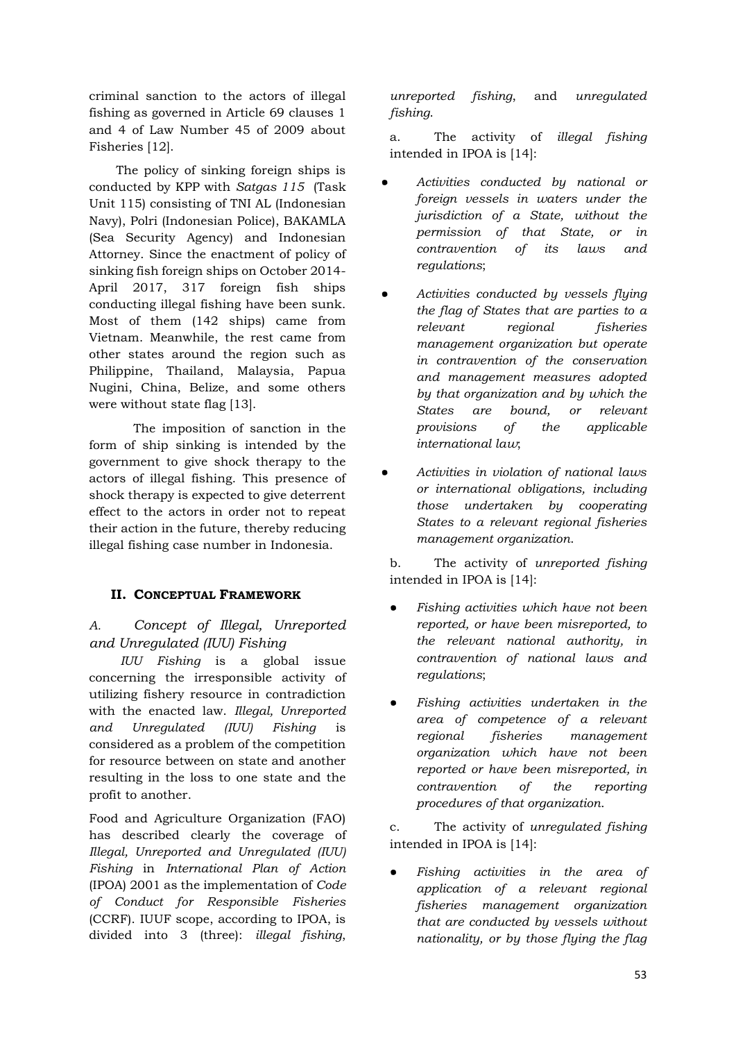criminal sanction to the actors of illegal fishing as governed in Article 69 clauses 1 and 4 of Law Number 45 of 2009 about Fisheries [12].

The policy of sinking foreign ships is conducted by KPP with *Satgas 115* (Task Unit 115) consisting of TNI AL (Indonesian Navy), Polri (Indonesian Police), BAKAMLA (Sea Security Agency) and Indonesian Attorney. Since the enactment of policy of sinking fish foreign ships on October 2014-April 2017, 317 foreign fish ships conducting illegal fishing have been sunk. Most of them (142 ships) came from Vietnam. Meanwhile, the rest came from other states around the region such as Philippine, Thailand, Malaysia, Papua Nugini, China, Belize, and some others were without state flag [13].

The imposition of sanction in the form of ship sinking is intended by the government to give shock therapy to the actors of illegal fishing. This presence of shock therapy is expected to give deterrent effect to the actors in order not to repeat their action in the future, thereby reducing illegal fishing case number in Indonesia.

## II. Conceptual Framework

### *A. Concept of Illegal, Unreported and Unregulated (IUU) Fishing*

*IUU Fishing* is a global issue concerning the irresponsible activity of utilizing fishery resource in contradiction with the enacted law. *Illegal, Unreported and Unregulated (IUU) Fishing* is considered as a problem of the competition for resource between on state and another resulting in the loss to one state and the profit to another.

Food and Agriculture Organization (FAO) has described clearly the coverage of *Illegal, Unreported and Unregulated (IUU) Fishing* in *International Plan of Action* (IPOA) 2001 as the implementation of *Code of Conduct for Responsible Fisheries* (CCRF). IUUF scope, according to IPOA, is divided into 3 (three): *illegal fishing*, *unreported fishing*, and *unregulated fishing*.

a. The activity of *illegal fishing* intended in IPOA is [14]:

- *Activities conducted by national or foreign vessels in waters under the jurisdiction of a State, without the permission of that State, or in contravention of its laws and regulations*;
- *Activities conducted by vessels flying the flag of States that are parties to a relevant regional fisheries management organization but operate in contravention of the conservation and management measures adopted by that organization and by which the States are bound, or relevant provisions of the applicable international law*;
- *Activities in violation of national laws or international obligations, including those undertaken by cooperating States to a relevant regional fisheries management organization*.

b. The activity of *unreported fishing* intended in IPOA is [14]:

- *Fishing activities which have not been reported, or have been misreported, to the relevant national authority, in contravention of national laws and regulations*;
- *Fishing activities undertaken in the area of competence of a relevant regional fisheries management organization which have not been reported or have been misreported, in contravention of the reporting procedures of that organization*.

c. The activity of *unregulated fishing* intended in IPOA is [14]:

- *Fishing activities in the area of application of a relevant regional fisheries management organization that are conducted by vessels without nationality, or by those flying the flag*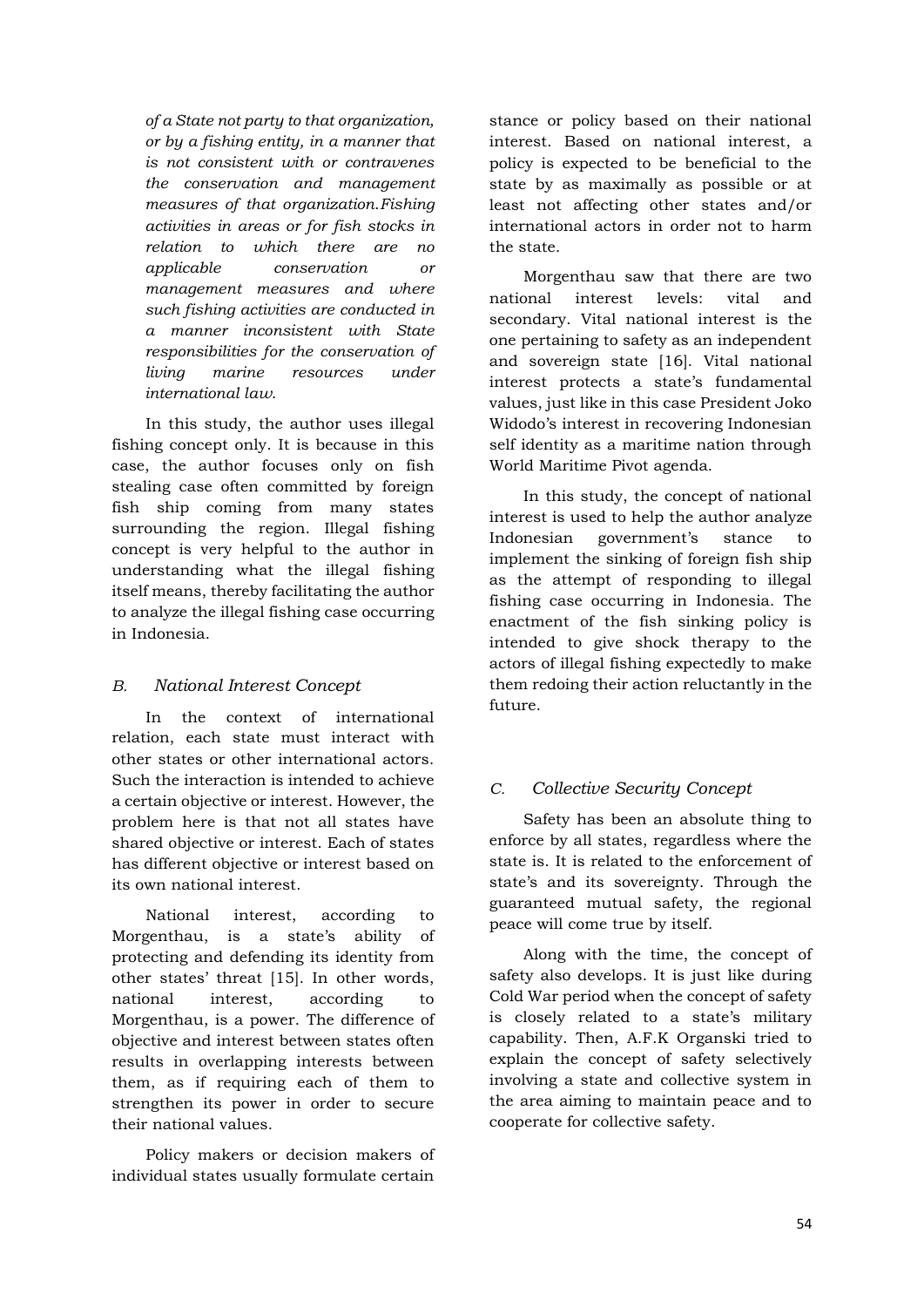*of a State not party to that organization, or by a fishing entity, in a manner that is not consistent with or contravenes the conservation and management measures of that organization.Fishing activities in areas or for fish stocks in relation to which there are no applicable conservation or management measures and where such fishing activities are conducted in a manner inconsistent with State responsibilities for the conservation of living marine resources under international law.*

In this study, the author uses illegal fishing concept only. It is because in this case, the author focuses only on fish stealing case often committed by foreign fish ship coming from many states surrounding the region. Illegal fishing concept is very helpful to the author in understanding what the illegal fishing itself means, thereby facilitating the author to analyze the illegal fishing case occurring in Indonesia.

### *B. National Interest Concept*

In the context of international relation, each state must interact with other states or other international actors. Such the interaction is intended to achieve a certain objective or interest. However, the problem here is that not all states have shared objective or interest. Each of states has different objective or interest based on its own national interest.

National interest, according to Morgenthau, is a state's ability of protecting and defending its identity from other states' threat [15]. In other words, national interest, according to Morgenthau, is a power. The difference of objective and interest between states often results in overlapping interests between them, as if requiring each of them to strengthen its power in order to secure their national values.

Policy makers or decision makers of individual states usually formulate certain stance or policy based on their national interest. Based on national interest, a policy is expected to be beneficial to the state by as maximally as possible or at least not affecting other states and/or international actors in order not to harm the state.

Morgenthau saw that there are two national interest levels: vital and secondary. Vital national interest is the one pertaining to safety as an independent and sovereign state [16]. Vital national interest protects a state's fundamental values, just like in this case President Joko Widodo's interest in recovering Indonesian self identity as a maritime nation through World Maritime Pivot agenda.

In this study, the concept of national interest is used to help the author analyze Indonesian government's stance to implement the sinking of foreign fish ship as the attempt of responding to illegal fishing case occurring in Indonesia. The enactment of the fish sinking policy is intended to give shock therapy to the actors of illegal fishing expectedly to make them redoing their action reluctantly in the future.

### *C. Collective Security Concept*

Safety has been an absolute thing to enforce by all states, regardless where the state is. It is related to the enforcement of state's and its sovereignty. Through the guaranteed mutual safety, the regional peace will come true by itself.

Along with the time, the concept of safety also develops. It is just like during Cold War period when the concept of safety is closely related to a state's military capability. Then, A.F.K Organski tried to explain the concept of safety selectively involving a state and collective system in the area aiming to maintain peace and to cooperate for collective safety.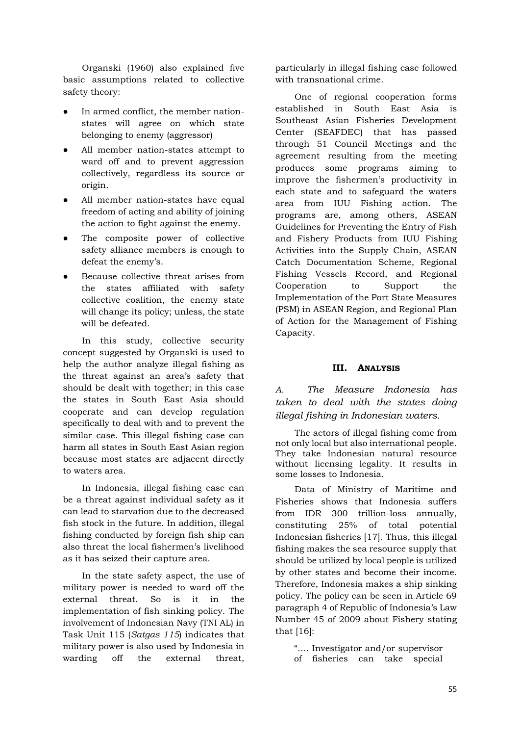Organski (1960) also explained five basic assumptions related to collective safety theory:

- In armed conflict, the member nation-states will agree on which state belonging to enemy (aggressor)
- All member nation-states attempt to ward off and to prevent aggression collectively, regardless its source or origin.
- All member nation-states have equal freedom of acting and ability of joining the action to fight against the enemy.
- The composite power of collective safety alliance members is enough to defeat the enemy's.
- Because collective threat arises from the states affiliated with safety collective coalition, the enemy state will change its policy; unless, the state will be defeated.

In this study, collective security concept suggested by Organski is used to help the author analyze illegal fishing as the threat against an area's safety that should be dealt with together; in this case the states in South East Asia should cooperate and can develop regulation specifically to deal with and to prevent the similar case. This illegal fishing case can harm all states in South East Asian region because most states are adjacent directly to waters area.

In Indonesia, illegal fishing case can be a threat against individual safety as it can lead to starvation due to the decreased fish stock in the future. In addition, illegal fishing conducted by foreign fish ship can also threat the local fishermen's livelihood as it has seized their capture area.

In the state safety aspect, the use of military power is needed to ward off the external threat. So is it in the implementation of fish sinking policy. The involvement of Indonesian Navy (TNI AL) in Task Unit 115 (*Satgas 115*) indicates that military power is also used by Indonesia in warding off the external threat, particularly in illegal fishing case followed with transnational crime.

One of regional cooperation forms established in South East Asia is Southeast Asian Fisheries Development Center (SEAFDEC) that has passed through 51 Council Meetings and the agreement resulting from the meeting produces some programs aiming to improve the fishermen's productivity in each state and to safeguard the waters area from IUU Fishing action. The programs are, among others, ASEAN Guidelines for Preventing the Entry of Fish and Fishery Products from IUU Fishing Activities into the Supply Chain, ASEAN Catch Documentation Scheme, Regional Fishing Vessels Record, and Regional Cooperation to Support the Implementation of the Port State Measures (PSM) in ASEAN Region, and Regional Plan of Action for the Management of Fishing Capacity.

## III. Analysis

### *A. The Measure Indonesia has taken to deal with the states doing illegal fishing in Indonesian waters.*

The actors of illegal fishing come from not only local but also international people. They take Indonesian natural resource without licensing legality. It results in some losses to Indonesia.

Data of Ministry of Maritime and Fisheries shows that Indonesia suffers from IDR 300 trillion-loss annually, constituting 25% of total potential Indonesian fisheries [17]. Thus, this illegal fishing makes the sea resource supply that should be utilized by local people is utilized by other states and become their income. Therefore, Indonesia makes a ship sinking policy. The policy can be seen in Article 69 paragraph 4 of Republic of Indonesia's Law Number 45 of 2009 about Fishery stating that [16]:

> "…. Investigator and/or supervisor of fisheries can take special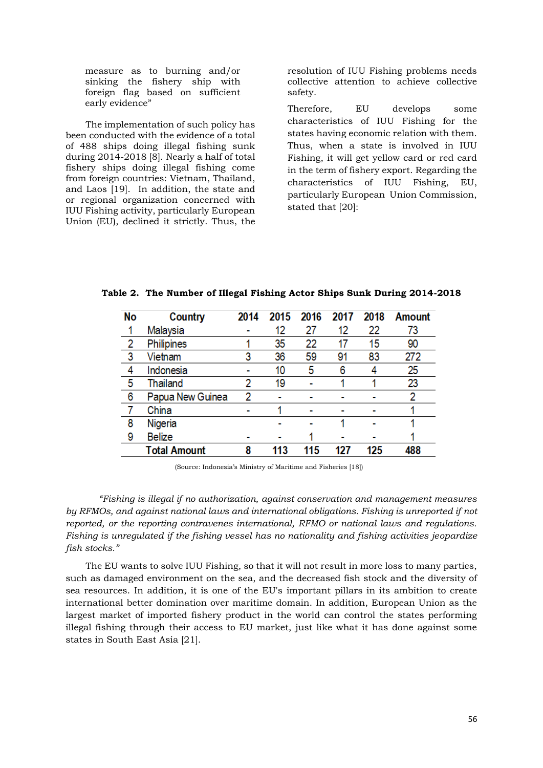measure as to burning and/or sinking the fishery ship with foreign flag based on sufficient early evidence"

The implementation of such policy has been conducted with the evidence of a total of 488 ships doing illegal fishing sunk during 2014-2018 [8]. Nearly a half of total fishery ships doing illegal fishing come from foreign countries: Vietnam, Thailand, and Laos [19]. In addition, the state and or regional organization concerned with IUU Fishing activity, particularly European Union (EU), declined it strictly. Thus, the resolution of IUU Fishing problems needs collective attention to achieve collective safety.

Therefore, EU develops some characteristics of IUU Fishing for the states having economic relation with them. Thus, when a state is involved in IUU Fishing, it will get yellow card or red card in the term of fishery export. Regarding the characteristics of IUU Fishing, EU, particularly European Union Commission, stated that [20]:

**Table 2. The Number of Illegal Fishing Actor Ships Sunk During 2014-2018**

| No | Country | 2014 | 2015 | 2016 | 2017 | 2018 | Amount |
|---|---|---|---|---|---|---|---|
| 1 | Malaysia | - | 12 | 27 | 12 | 22 | 73 |
| 2 | Philipines | 1 | 35 | 22 | 17 | 15 | 90 |
| 3 | Vietnam | 3 | 36 | 59 | 91 | 83 | 272 |
| 4 | Indonesia | - | 10 | 5 | 6 | 4 | 25 |
| 5 | Thailand | 2 | 19 | - | 1 | 1 | 23 |
| 6 | Papua New Guinea | 2 | - | - | - | - | 2 |
| 7 | China | - | 1 | - | - | - | 1 |
| 8 | Nigeria | | - | - | 1 | - | 1 |
| 9 | Belize | - | - | 1 | - | - | 1 |
| | **Total Amount** | **8** | **113** | **115** | **127** | **125** | **488** |

(Source: Indonesia's Ministry of Maritime and Fisheries [18])

*"Fishing is illegal if no authorization, against conservation and management measures by RFMOs, and against national laws and international obligations. Fishing is unreported if not reported, or the reporting contravenes international, RFMO or national laws and regulations. Fishing is unregulated if the fishing vessel has no nationality and fishing activities jeopardize fish stocks."*

The EU wants to solve IUU Fishing, so that it will not result in more loss to many parties, such as damaged environment on the sea, and the decreased fish stock and the diversity of sea resources. In addition, it is one of the EU's important pillars in its ambition to create international better domination over maritime domain. In addition, European Union as the largest market of imported fishery product in the world can control the states performing illegal fishing through their access to EU market, just like what it has done against some states in South East Asia [21].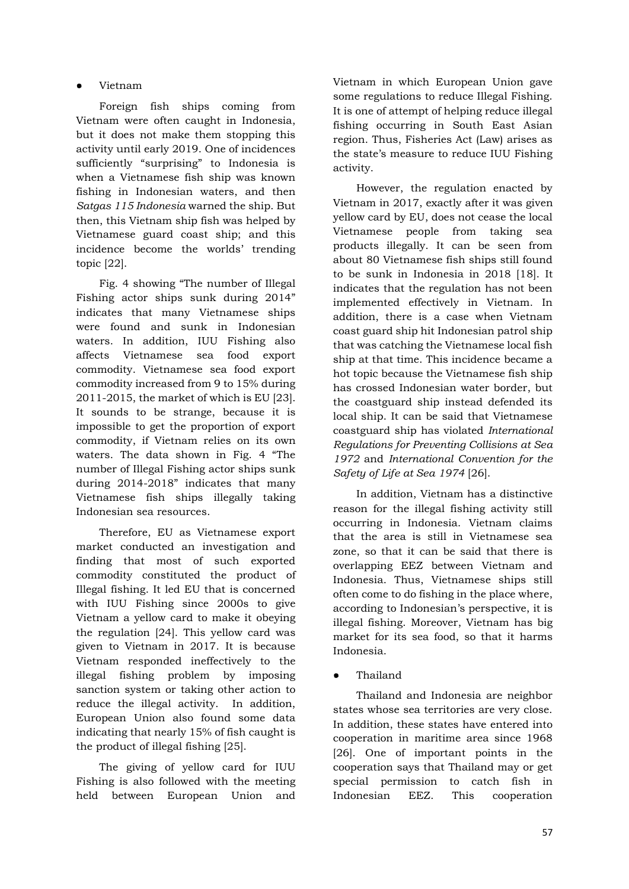- Vietnam

Foreign fish ships coming from Vietnam were often caught in Indonesia, but it does not make them stopping this activity until early 2019. One of incidences sufficiently "surprising" to Indonesia is when a Vietnamese fish ship was known fishing in Indonesian waters, and then *Satgas 115 Indonesia* warned the ship. But then, this Vietnam ship fish was helped by Vietnamese guard coast ship; and this incidence become the worlds' trending topic [22].

Fig. 4 showing "The number of Illegal Fishing actor ships sunk during 2014" indicates that many Vietnamese ships were found and sunk in Indonesian waters. In addition, IUU Fishing also affects Vietnamese sea food export commodity. Vietnamese sea food export commodity increased from 9 to 15% during 2011-2015, the market of which is EU [23]. It sounds to be strange, because it is impossible to get the proportion of export commodity, if Vietnam relies on its own waters. The data shown in Fig. 4 "The number of Illegal Fishing actor ships sunk during 2014-2018" indicates that many Vietnamese fish ships illegally taking Indonesian sea resources.

Therefore, EU as Vietnamese export market conducted an investigation and finding that most of such exported commodity constituted the product of Illegal fishing. It led EU that is concerned with IUU Fishing since 2000s to give Vietnam a yellow card to make it obeying the regulation [24]. This yellow card was given to Vietnam in 2017. It is because Vietnam responded ineffectively to the illegal fishing problem by imposing sanction system or taking other action to reduce the illegal activity. In addition, European Union also found some data indicating that nearly 15% of fish caught is the product of illegal fishing [25].

The giving of yellow card for IUU Fishing is also followed with the meeting held between European Union and Vietnam in which European Union gave some regulations to reduce Illegal Fishing. It is one of attempt of helping reduce illegal fishing occurring in South East Asian region. Thus, Fisheries Act (Law) arises as the state's measure to reduce IUU Fishing activity.

However, the regulation enacted by Vietnam in 2017, exactly after it was given yellow card by EU, does not cease the local Vietnamese people from taking sea products illegally. It can be seen from about 80 Vietnamese fish ships still found to be sunk in Indonesia in 2018 [18]. It indicates that the regulation has not been implemented effectively in Vietnam. In addition, there is a case when Vietnam coast guard ship hit Indonesian patrol ship that was catching the Vietnamese local fish ship at that time. This incidence became a hot topic because the Vietnamese fish ship has crossed Indonesian water border, but the coastguard ship instead defended its local ship. It can be said that Vietnamese coastguard ship has violated *International Regulations for Preventing Collisions at Sea 1972* and *International Convention for the Safety of Life at Sea 1974* [26].

In addition, Vietnam has a distinctive reason for the illegal fishing activity still occurring in Indonesia. Vietnam claims that the area is still in Vietnamese sea zone, so that it can be said that there is overlapping EEZ between Vietnam and Indonesia. Thus, Vietnamese ships still often come to do fishing in the place where, according to Indonesian's perspective, it is illegal fishing. Moreover, Vietnam has big market for its sea food, so that it harms Indonesia.

- Thailand

Thailand and Indonesia are neighbor states whose sea territories are very close. In addition, these states have entered into cooperation in maritime area since 1968 [26]. One of important points in the cooperation says that Thailand may or get special permission to catch fish in Indonesian EEZ. This cooperation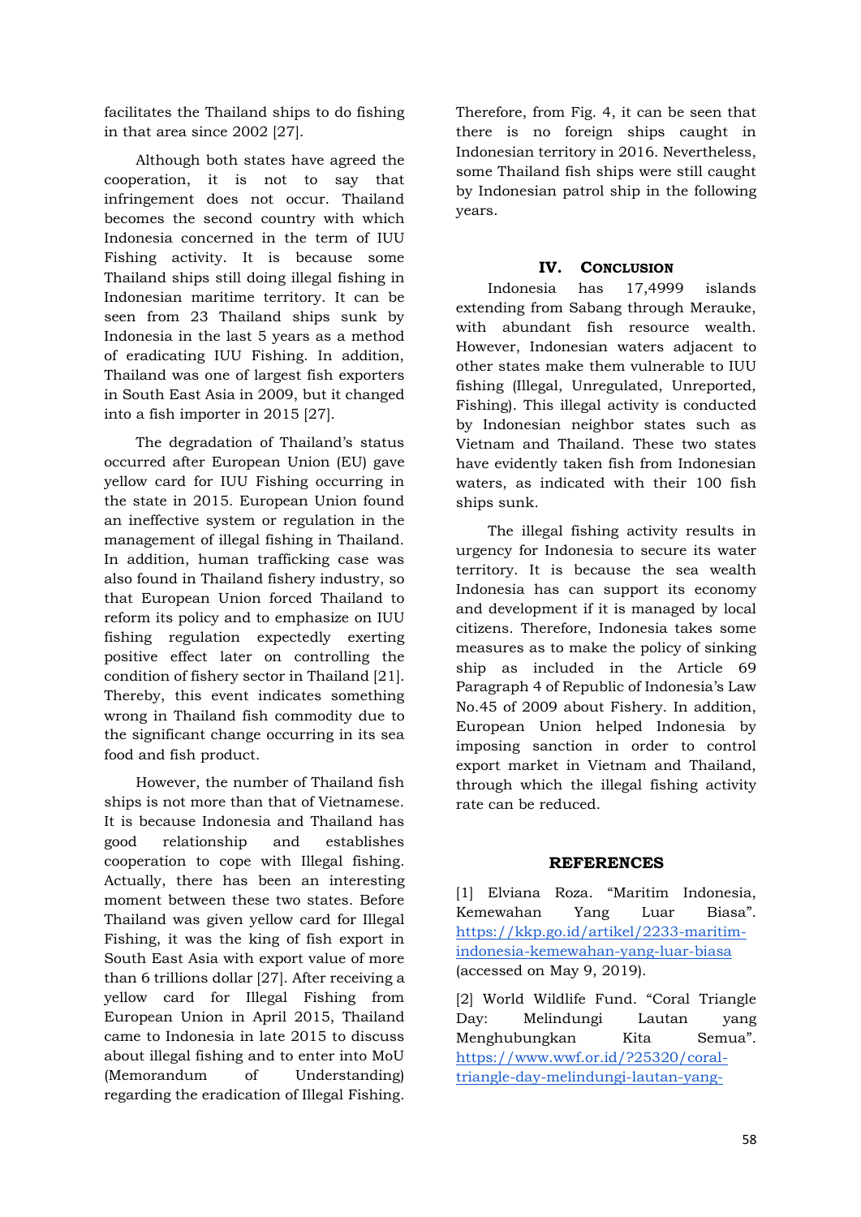facilitates the Thailand ships to do fishing in that area since 2002 [27].

Although both states have agreed the cooperation, it is not to say that infringement does not occur. Thailand becomes the second country with which Indonesia concerned in the term of IUU Fishing activity. It is because some Thailand ships still doing illegal fishing in Indonesian maritime territory. It can be seen from 23 Thailand ships sunk by Indonesia in the last 5 years as a method of eradicating IUU Fishing. In addition, Thailand was one of largest fish exporters in South East Asia in 2009, but it changed into a fish importer in 2015 [27].

The degradation of Thailand's status occurred after European Union (EU) gave yellow card for IUU Fishing occurring in the state in 2015. European Union found an ineffective system or regulation in the management of illegal fishing in Thailand. In addition, human trafficking case was also found in Thailand fishery industry, so that European Union forced Thailand to reform its policy and to emphasize on IUU fishing regulation expectedly exerting positive effect later on controlling the condition of fishery sector in Thailand [21]. Thereby, this event indicates something wrong in Thailand fish commodity due to the significant change occurring in its sea food and fish product.

However, the number of Thailand fish ships is not more than that of Vietnamese. It is because Indonesia and Thailand has good relationship and establishes cooperation to cope with Illegal fishing. Actually, there has been an interesting moment between these two states. Before Thailand was given yellow card for Illegal Fishing, it was the king of fish export in South East Asia with export value of more than 6 trillions dollar [27]. After receiving a yellow card for Illegal Fishing from European Union in April 2015, Thailand came to Indonesia in late 2015 to discuss about illegal fishing and to enter into MoU (Memorandum of Understanding) regarding the eradication of Illegal Fishing. Therefore, from Fig. 4, it can be seen that there is no foreign ships caught in Indonesian territory in 2016. Nevertheless, some Thailand fish ships were still caught by Indonesian patrol ship in the following years.

## IV. Conclusion

Indonesia has 17,4999 islands extending from Sabang through Merauke, with abundant fish resource wealth. However, Indonesian waters adjacent to other states make them vulnerable to IUU fishing (Illegal, Unregulated, Unreported, Fishing). This illegal activity is conducted by Indonesian neighbor states such as Vietnam and Thailand. These two states have evidently taken fish from Indonesian waters, as indicated with their 100 fish ships sunk.

The illegal fishing activity results in urgency for Indonesia to secure its water territory. It is because the sea wealth Indonesia has can support its economy and development if it is managed by local citizens. Therefore, Indonesia takes some measures as to make the policy of sinking ship as included in the Article 69 Paragraph 4 of Republic of Indonesia's Law No.45 of 2009 about Fishery. In addition, European Union helped Indonesia by imposing sanction in order to control export market in Vietnam and Thailand, through which the illegal fishing activity rate can be reduced.

## REFERENCES

[1] Elviana Roza. "Maritim Indonesia, Kemewahan Yang Luar Biasa". https://kkp.go.id/artikel/2233-maritim-indonesia-kemewahan-yang-luar-biasa (accessed on May 9, 2019).

[2] World Wildlife Fund. "Coral Triangle Day: Melindungi Lautan yang Menghubungkan Kita Semua". https://www.wwf.or.id/?25320/coral-triangle-day-melindungi-lautan-yang-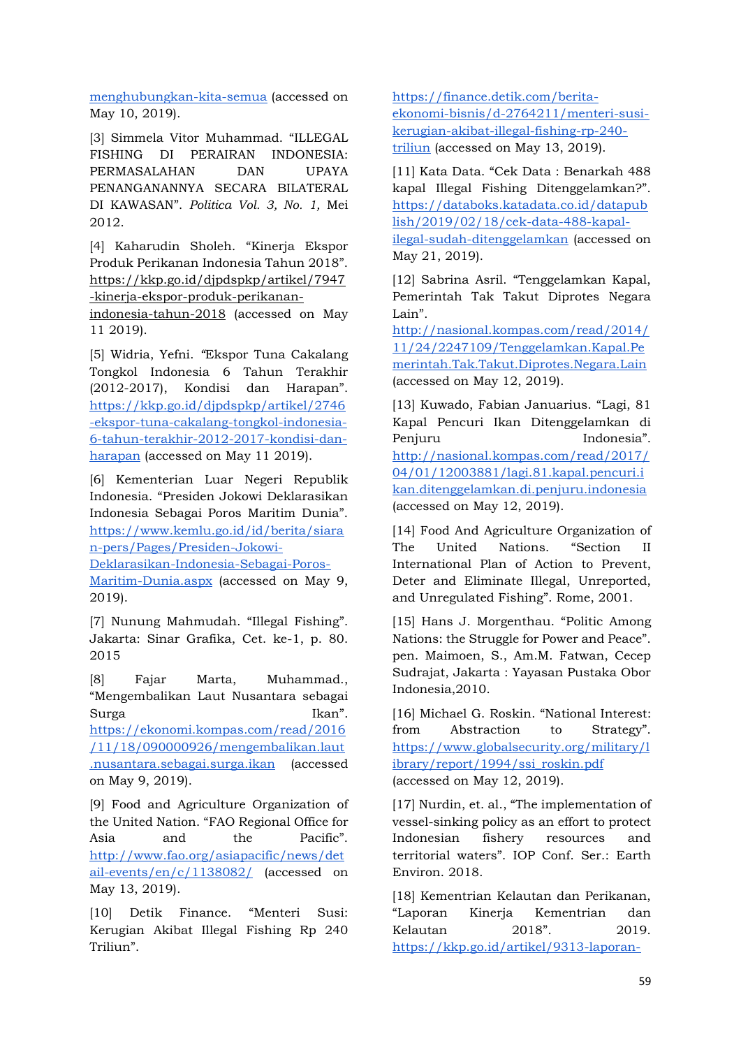menghubungkan-kita-semua (accessed on May 10, 2019).

[3] Simmela Vitor Muhammad. "ILLEGAL FISHING DI PERAIRAN INDONESIA: PERMASALAHAN DAN UPAYA PENANGANANNYA SECARA BILATERAL DI KAWASAN". *Politica Vol. 3, No. 1,* Mei 2012.

[4] Kaharudin Sholeh. "Kinerja Ekspor Produk Perikanan Indonesia Tahun 2018". https://kkp.go.id/djpdspkp/artikel/7947-kinerja-ekspor-produk-perikanan-indonesia-tahun-2018 (accessed on May 11 2019).

[5] Widria, Yefni. "Ekspor Tuna Cakalang Tongkol Indonesia 6 Tahun Terakhir (2012-2017), Kondisi dan Harapan". https://kkp.go.id/djpdspkp/artikel/2746-ekspor-tuna-cakalang-tongkol-indonesia-6-tahun-terakhir-2012-2017-kondisi-dan-harapan (accessed on May 11 2019).

[6] Kementerian Luar Negeri Republik Indonesia. "Presiden Jokowi Deklarasikan Indonesia Sebagai Poros Maritim Dunia". https://www.kemlu.go.id/id/berita/siaran-pers/Pages/Presiden-Jokowi-Deklarasikan-Indonesia-Sebagai-Poros-Maritim-Dunia.aspx (accessed on May 9, 2019).

[7] Nunung Mahmudah. "Illegal Fishing". Jakarta: Sinar Grafika, Cet. ke-1, p. 80. 2015

[8] Fajar Marta, Muhammad., "Mengembalikan Laut Nusantara sebagai Surga Ikan". https://ekonomi.kompas.com/read/2016/11/18/090000926/mengembalikan.laut.nusantara.sebagai.surga.ikan (accessed on May 9, 2019).

[9] Food and Agriculture Organization of the United Nation. "FAO Regional Office for Asia and the Pacific". http://www.fao.org/asiapacific/news/detail-events/en/c/1138082/ (accessed on May 13, 2019).

[10] Detik Finance. "Menteri Susi: Kerugian Akibat Illegal Fishing Rp 240 Triliun". https://finance.detik.com/berita-ekonomi-bisnis/d-2764211/menteri-susi-kerugian-akibat-illegal-fishing-rp-240-triliun (accessed on May 13, 2019).

[11] Kata Data. "Cek Data : Benarkah 488 kapal Illegal Fishing Ditenggelamkan?". https://databoks.katadata.co.id/datapublish/2019/02/18/cek-data-488-kapal-ilegal-sudah-ditenggelamkan (accessed on May 21, 2019).

[12] Sabrina Asril. "Tenggelamkan Kapal, Pemerintah Tak Takut Diprotes Negara Lain". http://nasional.kompas.com/read/2014/11/24/2247109/Tenggelamkan.Kapal.Pemerintah.Tak.Takut.Diprotes.Negara.Lain (accessed on May 12, 2019).

[13] Kuwado, Fabian Januarius. "Lagi, 81 Kapal Pencuri Ikan Ditenggelamkan di Penjuru Indonesia". http://nasional.kompas.com/read/2017/04/01/12003881/lagi.81.kapal.pencuri.ikan.ditenggelamkan.di.penjuru.indonesia (accessed on May 12, 2019).

[14] Food And Agriculture Organization of The United Nations. "Section II International Plan of Action to Prevent, Deter and Eliminate Illegal, Unreported, and Unregulated Fishing". Rome, 2001.

[15] Hans J. Morgenthau. "Politic Among Nations: the Struggle for Power and Peace". pen. Maimoen, S., Am.M. Fatwan, Cecep Sudrajat, Jakarta : Yayasan Pustaka Obor Indonesia,2010.

[16] Michael G. Roskin. "National Interest: from Abstraction to Strategy". https://www.globalsecurity.org/military/library/report/1994/ssi_roskin.pdf (accessed on May 12, 2019).

[17] Nurdin, et. al., "The implementation of vessel-sinking policy as an effort to protect Indonesian fishery resources and territorial waters". IOP Conf. Ser.: Earth Environ. 2018.

[18] Kementrian Kelautan dan Perikanan, "Laporan Kinerja Kementrian dan Kelautan 2018". 2019. https://kkp.go.id/artikel/9313-laporan-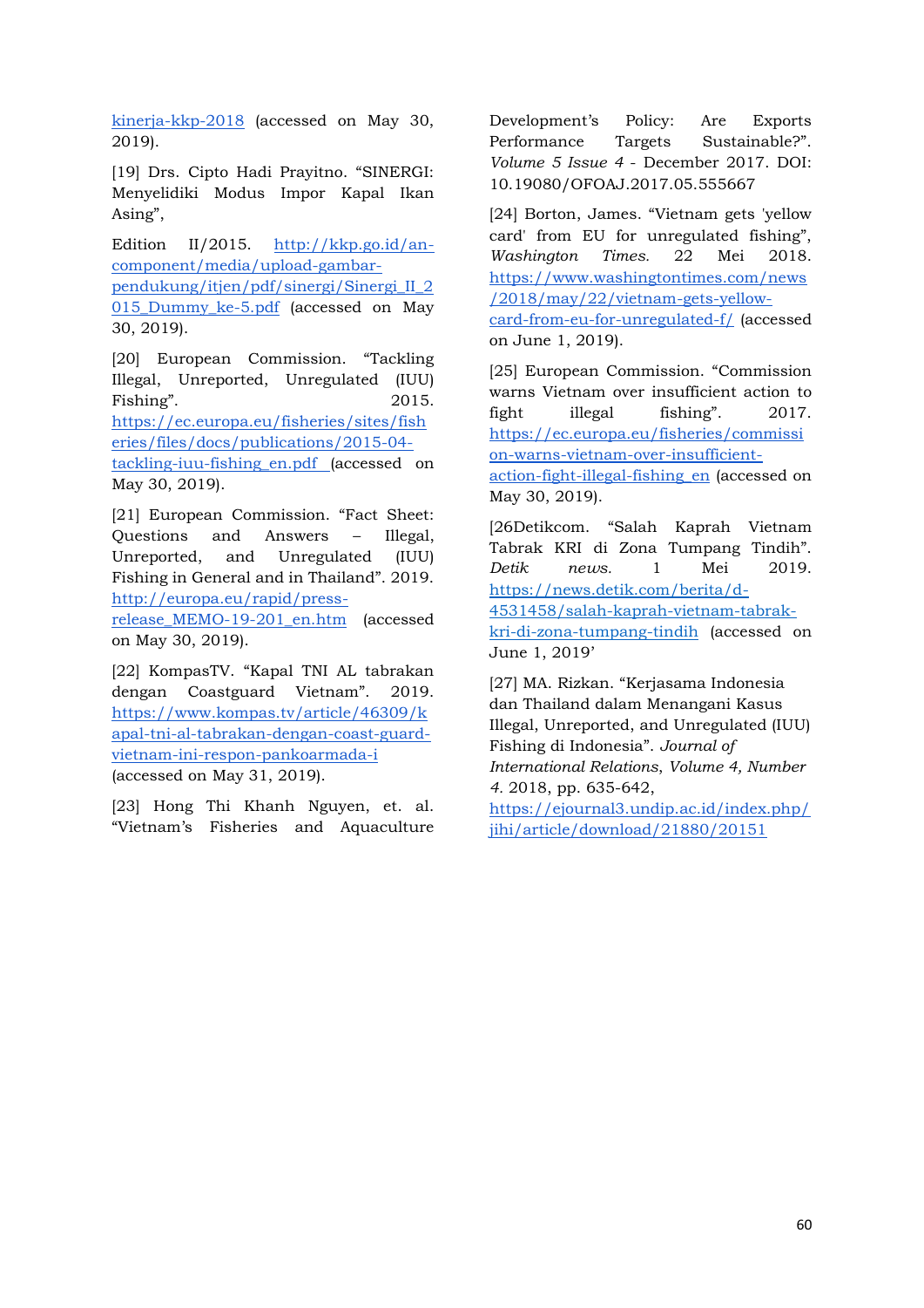kinerja-kkp-2018 (accessed on May 30, 2019).

[19] Drs. Cipto Hadi Prayitno. “SINERGI: Menyelidiki Modus Impor Kapal Ikan Asing”,

Edition II/2015. http://kkp.go.id/an-component/media/upload-gambar-pendukung/itjen/pdf/sinergi/Sinergi_II_2015_Dummy_ke-5.pdf (accessed on May 30, 2019).

[20] European Commission. “Tackling Illegal, Unreported, Unregulated (IUU) Fishing”. 2015. https://ec.europa.eu/fisheries/sites/fisheries/files/docs/publications/2015-04-tackling-iuu-fishing_en.pdf (accessed on May 30, 2019).

[21] European Commission. “Fact Sheet: Questions and Answers – Illegal, Unreported, and Unregulated (IUU) Fishing in General and in Thailand”. 2019. http://europa.eu/rapid/press-release_MEMO-19-201_en.htm (accessed on May 30, 2019).

[22] KompasTV. “Kapal TNI AL tabrakan dengan Coastguard Vietnam”. 2019. https://www.kompas.tv/article/46309/kapal-tni-al-tabrakan-dengan-coast-guard-vietnam-ini-respon-pankoarmada-i (accessed on May 31, 2019).

[23] Hong Thi Khanh Nguyen, et. al. “Vietnam’s Fisheries and Aquaculture Development’s Policy: Are Exports Performance Targets Sustainable?”. *Volume 5 Issue 4* - December 2017. DOI: 10.19080/OFOAJ.2017.05.555667

[24] Borton, James. “Vietnam gets 'yellow card' from EU for unregulated fishing”, *Washington Times.* 22 Mei 2018. https://www.washingtontimes.com/news/2018/may/22/vietnam-gets-yellow-card-from-eu-for-unregulated-f/ (accessed on June 1, 2019).

[25] European Commission. “Commission warns Vietnam over insufficient action to fight illegal fishing”. 2017. https://ec.europa.eu/fisheries/commission-warns-vietnam-over-insufficient-action-fight-illegal-fishing_en (accessed on May 30, 2019).

[26Detikcom. “Salah Kaprah Vietnam Tabrak KRI di Zona Tumpang Tindih”. *Detik news.* 1 Mei 2019. https://news.detik.com/berita/d-4531458/salah-kaprah-vietnam-tabrak-kri-di-zona-tumpang-tindih (accessed on June 1, 2019’

[27] MA. Rizkan. “Kerjasama Indonesia dan Thailand dalam Menangani Kasus Illegal, Unreported, and Unregulated (IUU) Fishing di Indonesia”. *Journal of International Relations*, *Volume 4, Number 4.* 2018, pp. 635-642, https://ejournal3.undip.ac.id/index.php/jihi/article/download/21880/20151